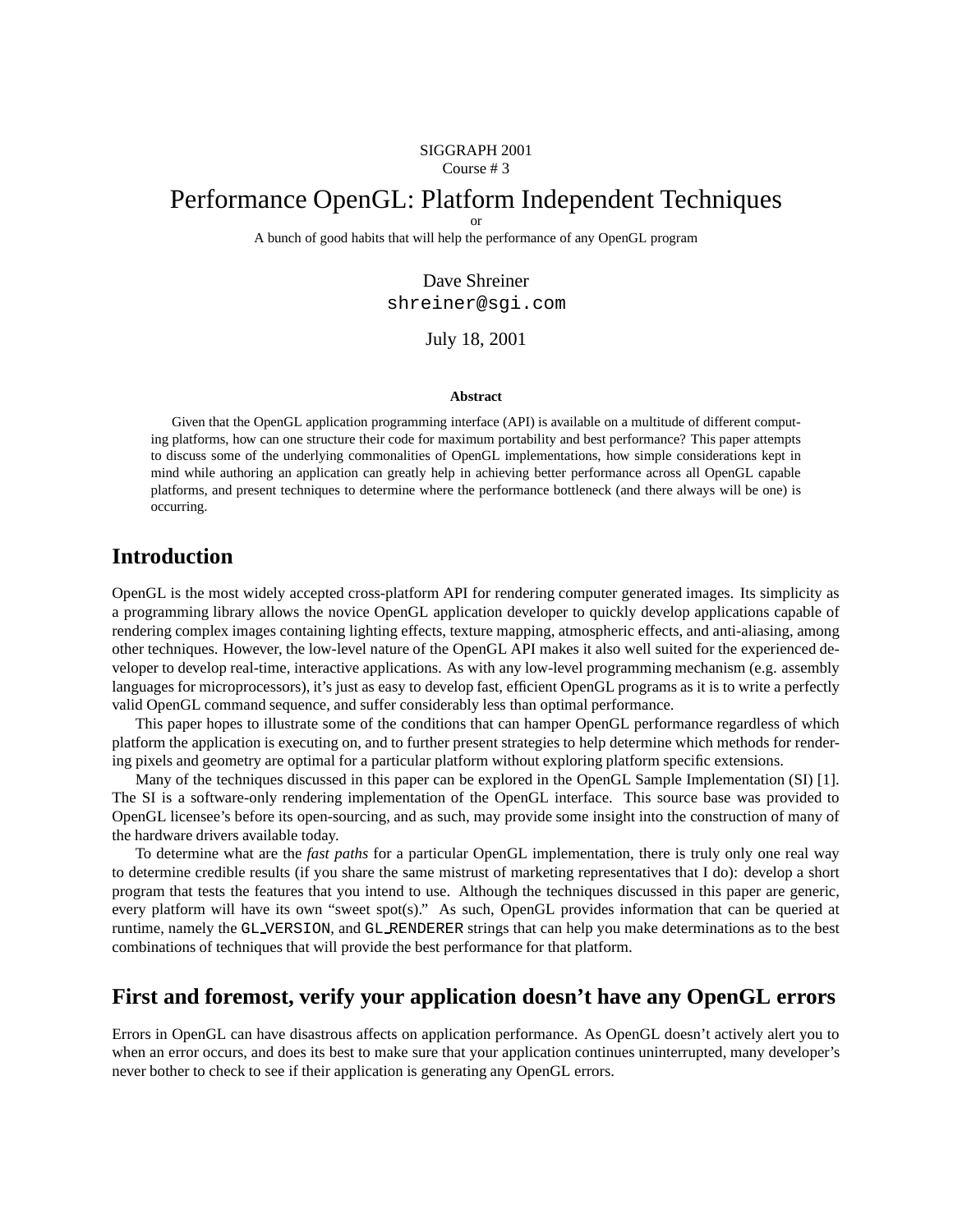SIGGRAPH 2001
Course # 3

# Performance OpenGL: Platform Independent Techniques

or

A bunch of good habits that will help the performance of any OpenGL program

Dave Shreiner
shreiner@sgi.com

July 18, 2001

**Abstract**

Given that the OpenGL application programming interface (API) is available on a multitude of different computing platforms, how can one structure their code for maximum portability and best performance? This paper attempts to discuss some of the underlying commonalities of OpenGL implementations, how simple considerations kept in mind while authoring an application can greatly help in achieving better performance across all OpenGL capable platforms, and present techniques to determine where the performance bottleneck (and there always will be one) is occurring.

## Introduction

OpenGL is the most widely accepted cross-platform API for rendering computer generated images. Its simplicity as a programming library allows the novice OpenGL application developer to quickly develop applications capable of rendering complex images containing lighting effects, texture mapping, atmospheric effects, and anti-aliasing, among other techniques. However, the low-level nature of the OpenGL API makes it also well suited for the experienced developer to develop real-time, interactive applications. As with any low-level programming mechanism (e.g. assembly languages for microprocessors), it's just as easy to develop fast, efficient OpenGL programs as it is to write a perfectly valid OpenGL command sequence, and suffer considerably less than optimal performance.

This paper hopes to illustrate some of the conditions that can hamper OpenGL performance regardless of which platform the application is executing on, and to further present strategies to help determine which methods for rendering pixels and geometry are optimal for a particular platform without exploring platform specific extensions.

Many of the techniques discussed in this paper can be explored in the OpenGL Sample Implementation (SI) [1]. The SI is a software-only rendering implementation of the OpenGL interface. This source base was provided to OpenGL licensee's before its open-sourcing, and as such, may provide some insight into the construction of many of the hardware drivers available today.

To determine what are the *fast paths* for a particular OpenGL implementation, there is truly only one real way to determine credible results (if you share the same mistrust of marketing representatives that I do): develop a short program that tests the features that you intend to use. Although the techniques discussed in this paper are generic, every platform will have its own "sweet spot(s)." As such, OpenGL provides information that can be queried at runtime, namely the `GL_VERSION`, and `GL_RENDERER` strings that can help you make determinations as to the best combinations of techniques that will provide the best performance for that platform.

## First and foremost, verify your application doesn't have any OpenGL errors

Errors in OpenGL can have disastrous affects on application performance. As OpenGL doesn't actively alert you to when an error occurs, and does its best to make sure that your application continues uninterrupted, many developer's never bother to check to see if their application is generating any OpenGL errors.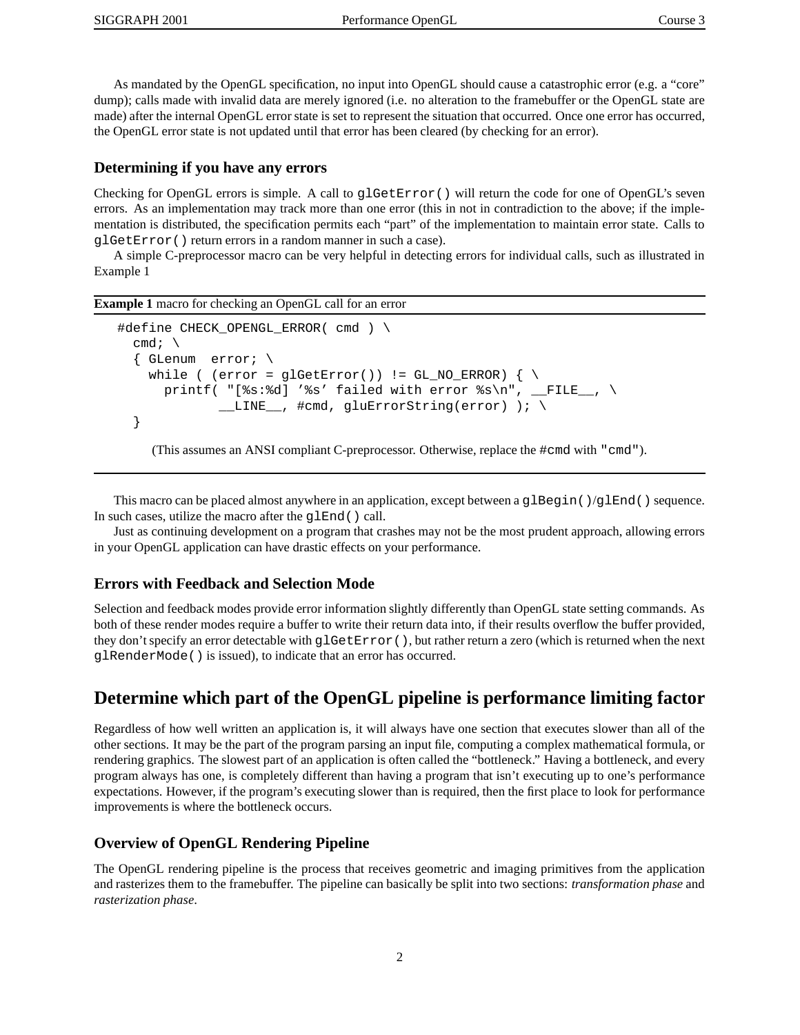As mandated by the OpenGL specification, no input into OpenGL should cause a catastrophic error (e.g. a "core" dump); calls made with invalid data are merely ignored (i.e. no alteration to the framebuffer or the OpenGL state are made) after the internal OpenGL error state is set to represent the situation that occurred. Once one error has occurred, the OpenGL error state is not updated until that error has been cleared (by checking for an error).

### Determining if you have any errors

Checking for OpenGL errors is simple. A call to `glGetError()` will return the code for one of OpenGL's seven errors. As an implementation may track more than one error (this in not in contradiction to the above; if the implementation is distributed, the specification permits each "part" of the implementation to maintain error state. Calls to `glGetError()` return errors in a random manner in such a case).

A simple C-preprocessor macro can be very helpful in detecting errors for individual calls, such as illustrated in Example 1

**Example 1** macro for checking an OpenGL call for an error

```
#define CHECK_OPENGL_ERROR( cmd ) \
  cmd; \
  { GLenum  error; \
    while ( (error = glGetError()) != GL_NO_ERROR) { \
      printf( "[%s:%d] '%s' failed with error %s\n", __FILE__, \
              __LINE__, #cmd, gluErrorString(error) ); \
  }
```

(This assumes an ANSI compliant C-preprocessor. Otherwise, replace the `#cmd` with `"cmd"`).

This macro can be placed almost anywhere in an application, except between a `glBegin()`/`glEnd()` sequence. In such cases, utilize the macro after the `glEnd()` call.

Just as continuing development on a program that crashes may not be the most prudent approach, allowing errors in your OpenGL application can have drastic effects on your performance.

### Errors with Feedback and Selection Mode

Selection and feedback modes provide error information slightly differently than OpenGL state setting commands. As both of these render modes require a buffer to write their return data into, if their results overflow the buffer provided, they don't specify an error detectable with `glGetError()`, but rather return a zero (which is returned when the next `glRenderMode()` is issued), to indicate that an error has occurred.

## Determine which part of the OpenGL pipeline is performance limiting factor

Regardless of how well written an application is, it will always have one section that executes slower than all of the other sections. It may be the part of the program parsing an input file, computing a complex mathematical formula, or rendering graphics. The slowest part of an application is often called the "bottleneck." Having a bottleneck, and every program always has one, is completely different than having a program that isn't executing up to one's performance expectations. However, if the program's executing slower than is required, then the first place to look for performance improvements is where the bottleneck occurs.

### Overview of OpenGL Rendering Pipeline

The OpenGL rendering pipeline is the process that receives geometric and imaging primitives from the application and rasterizes them to the framebuffer. The pipeline can basically be split into two sections: *transformation phase* and *rasterization phase*.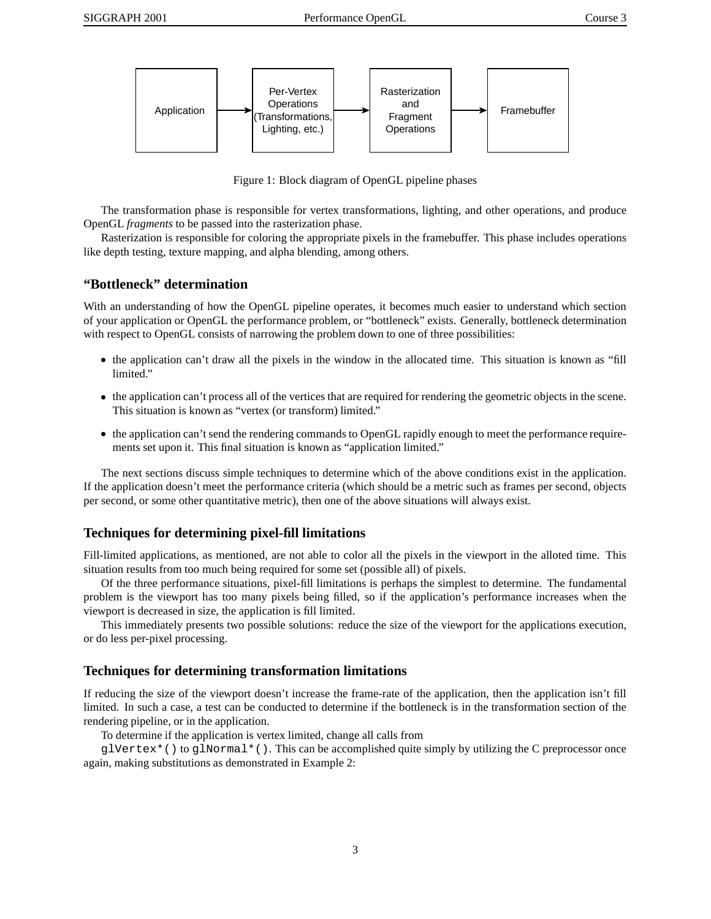Figure 1: Block diagram of OpenGL pipeline phases

The transformation phase is responsible for vertex transformations, lighting, and other operations, and produce OpenGL *fragments* to be passed into the rasterization phase.

Rasterization is responsible for coloring the appropriate pixels in the framebuffer. This phase includes operations like depth testing, texture mapping, and alpha blending, among others.

## "Bottleneck" determination

With an understanding of how the OpenGL pipeline operates, it becomes much easier to understand which section of your application or OpenGL the performance problem, or "bottleneck" exists. Generally, bottleneck determination with respect to OpenGL consists of narrowing the problem down to one of three possibilities:

- the application can't draw all the pixels in the window in the allocated time. This situation is known as "fill limited."
- the application can't process all of the vertices that are required for rendering the geometric objects in the scene. This situation is known as "vertex (or transform) limited."
- the application can't send the rendering commands to OpenGL rapidly enough to meet the performance requirements set upon it. This final situation is known as "application limited."

The next sections discuss simple techniques to determine which of the above conditions exist in the application. If the application doesn't meet the performance criteria (which should be a metric such as frames per second, objects per second, or some other quantitative metric), then one of the above situations will always exist.

## Techniques for determining pixel-fill limitations

Fill-limited applications, as mentioned, are not able to color all the pixels in the viewport in the alloted time. This situation results from too much being required for some set (possible all) of pixels.

Of the three performance situations, pixel-fill limitations is perhaps the simplest to determine. The fundamental problem is the viewport has too many pixels being filled, so if the application's performance increases when the viewport is decreased in size, the application is fill limited.

This immediately presents two possible solutions: reduce the size of the viewport for the applications execution, or do less per-pixel processing.

## Techniques for determining transformation limitations

If reducing the size of the viewport doesn't increase the frame-rate of the application, then the application isn't fill limited. In such a case, a test can be conducted to determine if the bottleneck is in the transformation section of the rendering pipeline, or in the application.

To determine if the application is vertex limited, change all calls from `glVertex*()` to `glNormal*()`. This can be accomplished quite simply by utilizing the C preprocessor once again, making substitutions as demonstrated in Example 2: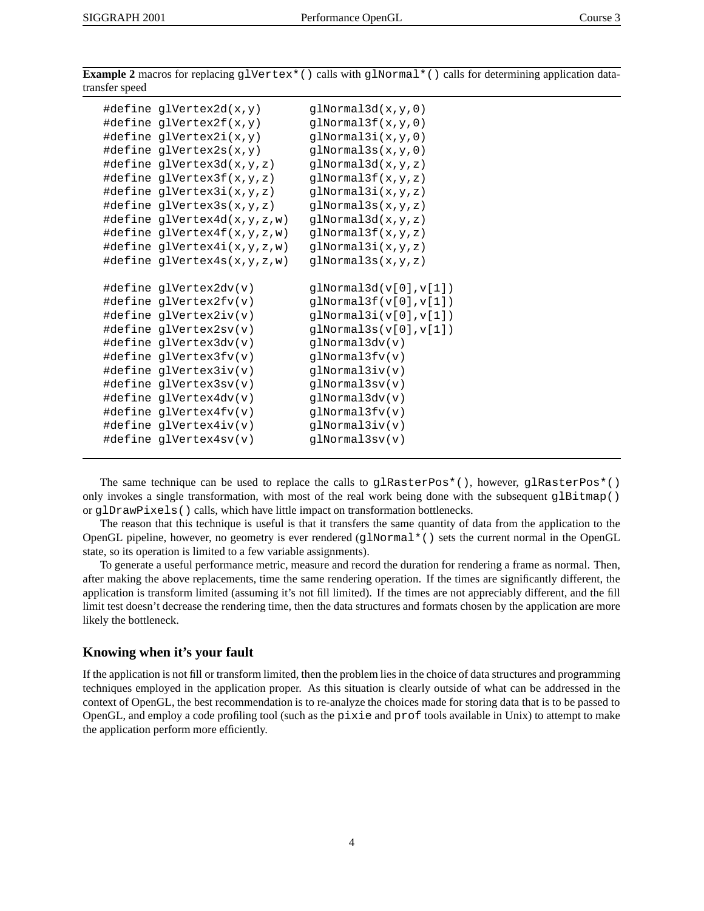**Example 2** macros for replacing `glVertex*()` calls with `glNormal*()` calls for determining application data-transfer speed

```
#define glVertex2d(x,y)        glNormal3d(x,y,0)
#define glVertex2f(x,y)        glNormal3f(x,y,0)
#define glVertex2i(x,y)        glNormal3i(x,y,0)
#define glVertex2s(x,y)        glNormal3s(x,y,0)
#define glVertex3d(x,y,z)      glNormal3d(x,y,z)
#define glVertex3f(x,y,z)      glNormal3f(x,y,z)
#define glVertex3i(x,y,z)      glNormal3i(x,y,z)
#define glVertex3s(x,y,z)      glNormal3s(x,y,z)
#define glVertex4d(x,y,z,w)    glNormal3d(x,y,z)
#define glVertex4f(x,y,z,w)    glNormal3f(x,y,z)
#define glVertex4i(x,y,z,w)    glNormal3i(x,y,z)
#define glVertex4s(x,y,z,w)    glNormal3s(x,y,z)

#define glVertex2dv(v)         glNormal3d(v[0],v[1])
#define glVertex2fv(v)         glNormal3f(v[0],v[1])
#define glVertex2iv(v)         glNormal3i(v[0],v[1])
#define glVertex2sv(v)         glNormal3s(v[0],v[1])
#define glVertex3dv(v)         glNormal3dv(v)
#define glVertex3fv(v)         glNormal3fv(v)
#define glVertex3iv(v)         glNormal3iv(v)
#define glVertex3sv(v)         glNormal3sv(v)
#define glVertex4dv(v)         glNormal3dv(v)
#define glVertex4fv(v)         glNormal3fv(v)
#define glVertex4iv(v)         glNormal3iv(v)
#define glVertex4sv(v)         glNormal3sv(v)
```

The same technique can be used to replace the calls to `glRasterPos*()`, however, `glRasterPos*()` only invokes a single transformation, with most of the real work being done with the subsequent `glBitmap()` or `glDrawPixels()` calls, which have little impact on transformation bottlenecks.

The reason that this technique is useful is that it transfers the same quantity of data from the application to the OpenGL pipeline, however, no geometry is ever rendered (`glNormal*()` sets the current normal in the OpenGL state, so its operation is limited to a few variable assignments).

To generate a useful performance metric, measure and record the duration for rendering a frame as normal. Then, after making the above replacements, time the same rendering operation. If the times are significantly different, the application is transform limited (assuming it's not fill limited). If the times are not appreciably different, and the fill limit test doesn't decrease the rendering time, then the data structures and formats chosen by the application are more likely the bottleneck.

## Knowing when it's your fault

If the application is not fill or transform limited, then the problem lies in the choice of data structures and programming techniques employed in the application proper. As this situation is clearly outside of what can be addressed in the context of OpenGL, the best recommendation is to re-analyze the choices made for storing data that is to be passed to OpenGL, and employ a code profiling tool (such as the `pixie` and `prof` tools available in Unix) to attempt to make the application perform more efficiently.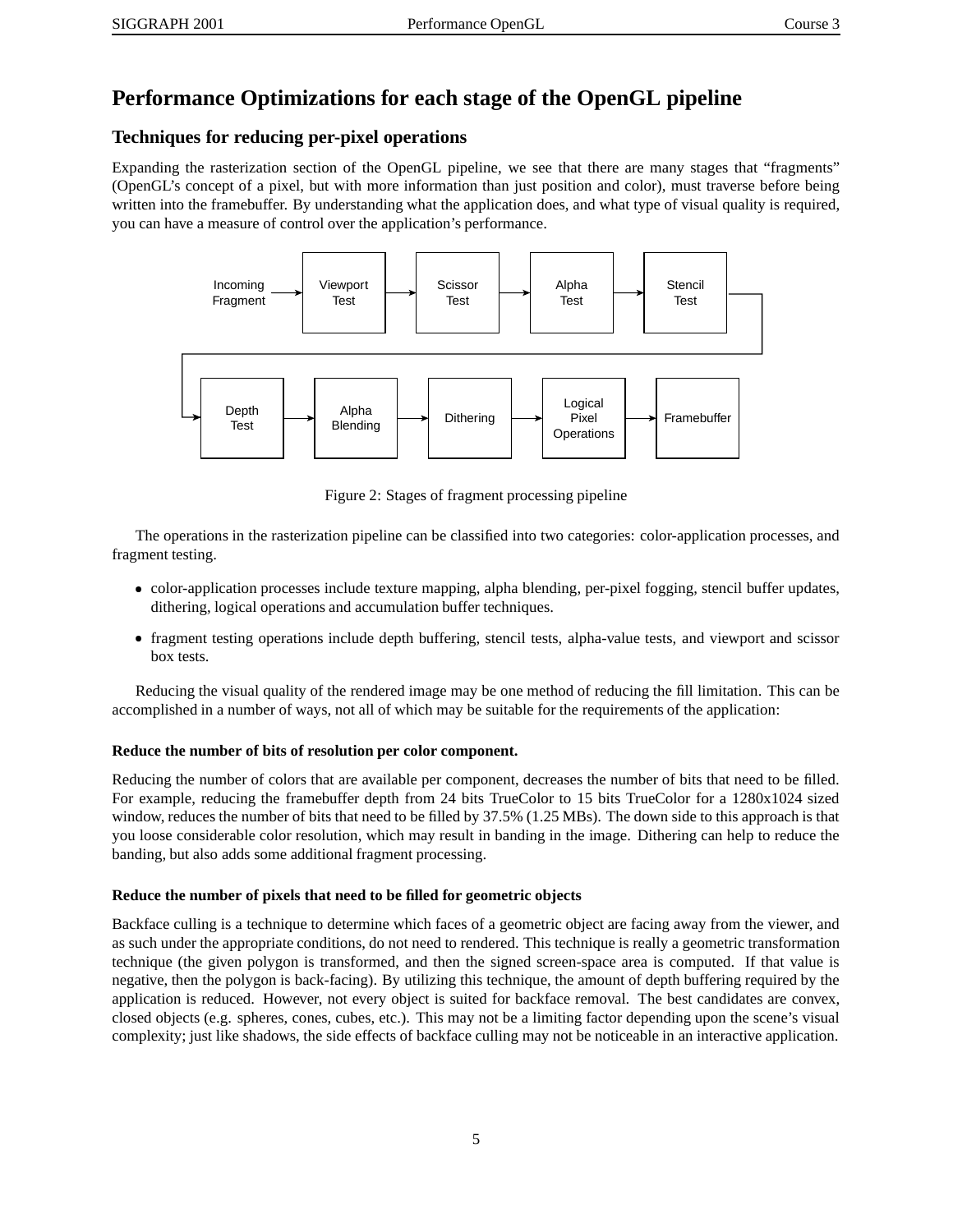# Performance Optimizations for each stage of the OpenGL pipeline

## Techniques for reducing per-pixel operations

Expanding the rasterization section of the OpenGL pipeline, we see that there are many stages that "fragments" (OpenGL's concept of a pixel, but with more information than just position and color), must traverse before being written into the framebuffer. By understanding what the application does, and what type of visual quality is required, you can have a measure of control over the application's performance.

Incoming Fragment → Viewport Test → Scissor Test → Alpha Test → Stencil Test → Depth Test → Alpha Blending → Dithering → Logical Pixel Operations → Framebuffer

Figure 2: Stages of fragment processing pipeline

The operations in the rasterization pipeline can be classified into two categories: color-application processes, and fragment testing.

- color-application processes include texture mapping, alpha blending, per-pixel fogging, stencil buffer updates, dithering, logical operations and accumulation buffer techniques.
- fragment testing operations include depth buffering, stencil tests, alpha-value tests, and viewport and scissor box tests.

Reducing the visual quality of the rendered image may be one method of reducing the fill limitation. This can be accomplished in a number of ways, not all of which may be suitable for the requirements of the application:

**Reduce the number of bits of resolution per color component.**

Reducing the number of colors that are available per component, decreases the number of bits that need to be filled. For example, reducing the framebuffer depth from 24 bits TrueColor to 15 bits TrueColor for a 1280x1024 sized window, reduces the number of bits that need to be filled by 37.5% (1.25 MBs). The down side to this approach is that you loose considerable color resolution, which may result in banding in the image. Dithering can help to reduce the banding, but also adds some additional fragment processing.

**Reduce the number of pixels that need to be filled for geometric objects**

Backface culling is a technique to determine which faces of a geometric object are facing away from the viewer, and as such under the appropriate conditions, do not need to rendered. This technique is really a geometric transformation technique (the given polygon is transformed, and then the signed screen-space area is computed. If that value is negative, then the polygon is back-facing). By utilizing this technique, the amount of depth buffering required by the application is reduced. However, not every object is suited for backface removal. The best candidates are convex, closed objects (e.g. spheres, cones, cubes, etc.). This may not be a limiting factor depending upon the scene's visual complexity; just like shadows, the side effects of backface culling may not be noticeable in an interactive application.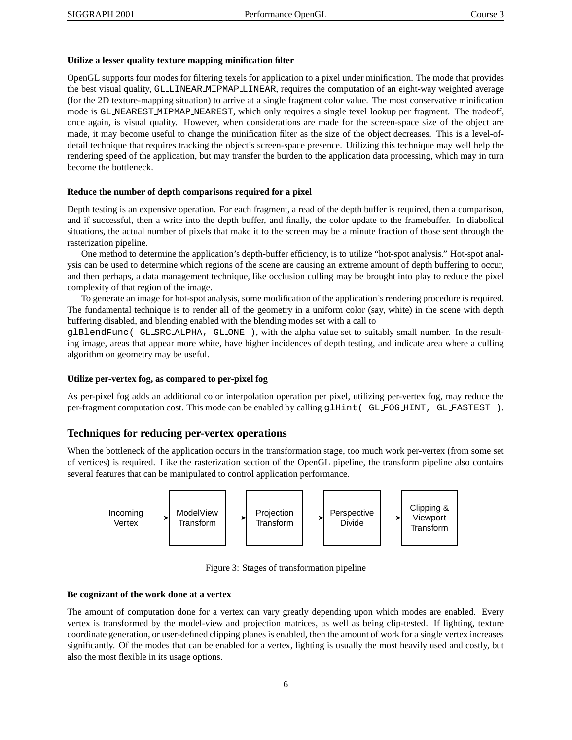**Utilize a lesser quality texture mapping minification filter**

OpenGL supports four modes for filtering texels for application to a pixel under minification. The mode that provides the best visual quality, `GL_LINEAR_MIPMAP_LINEAR`, requires the computation of an eight-way weighted average (for the 2D texture-mapping situation) to arrive at a single fragment color value. The most conservative minification mode is `GL_NEAREST_MIPMAP_NEAREST`, which only requires a single texel lookup per fragment. The tradeoff, once again, is visual quality. However, when considerations are made for the screen-space size of the object are made, it may become useful to change the minification filter as the size of the object decreases. This is a level-of-detail technique that requires tracking the object's screen-space presence. Utilizing this technique may well help the rendering speed of the application, but may transfer the burden to the application data processing, which may in turn become the bottleneck.

**Reduce the number of depth comparisons required for a pixel**

Depth testing is an expensive operation. For each fragment, a read of the depth buffer is required, then a comparison, and if successful, then a write into the depth buffer, and finally, the color update to the framebuffer. In diabolical situations, the actual number of pixels that make it to the screen may be a minute fraction of those sent through the rasterization pipeline.

One method to determine the application's depth-buffer efficiency, is to utilize "hot-spot analysis." Hot-spot analysis can be used to determine which regions of the scene are causing an extreme amount of depth buffering to occur, and then perhaps, a data management technique, like occlusion culling may be brought into play to reduce the pixel complexity of that region of the image.

To generate an image for hot-spot analysis, some modification of the application's rendering procedure is required. The fundamental technique is to render all of the geometry in a uniform color (say, white) in the scene with depth buffering disabled, and blending enabled with the blending modes set with a call to `glBlendFunc( GL_SRC_ALPHA, GL_ONE )`, with the alpha value set to suitably small number. In the resulting image, areas that appear more white, have higher incidences of depth testing, and indicate area where a culling algorithm on geometry may be useful.

**Utilize per-vertex fog, as compared to per-pixel fog**

As per-pixel fog adds an additional color interpolation operation per pixel, utilizing per-vertex fog, may reduce the per-fragment computation cost. This mode can be enabled by calling `glHint( GL_FOG_HINT, GL_FASTEST )`.

## Techniques for reducing per-vertex operations

When the bottleneck of the application occurs in the transformation stage, too much work per-vertex (from some set of vertices) is required. Like the rasterization section of the OpenGL pipeline, the transform pipeline also contains several features that can be manipulated to control application performance.

Incoming Vertex → ModelView Transform → Projection Transform → Perspective Divide → Clipping & Viewport Transform

Figure 3: Stages of transformation pipeline

**Be cognizant of the work done at a vertex**

The amount of computation done for a vertex can vary greatly depending upon which modes are enabled. Every vertex is transformed by the model-view and projection matrices, as well as being clip-tested. If lighting, texture coordinate generation, or user-defined clipping planes is enabled, then the amount of work for a single vertex increases significantly. Of the modes that can be enabled for a vertex, lighting is usually the most heavily used and costly, but also the most flexible in its usage options.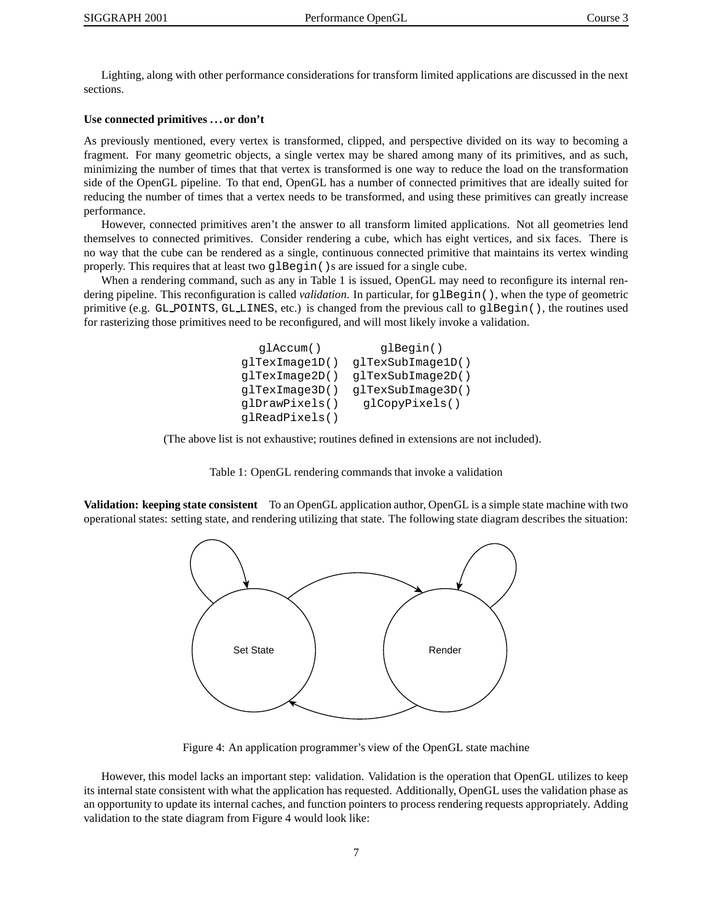Lighting, along with other performance considerations for transform limited applications are discussed in the next sections.

**Use connected primitives . . . or don't**

As previously mentioned, every vertex is transformed, clipped, and perspective divided on its way to becoming a fragment. For many geometric objects, a single vertex may be shared among many of its primitives, and as such, minimizing the number of times that that vertex is transformed is one way to reduce the load on the transformation side of the OpenGL pipeline. To that end, OpenGL has a number of connected primitives that are ideally suited for reducing the number of times that a vertex needs to be transformed, and using these primitives can greatly increase performance.

However, connected primitives aren't the answer to all transform limited applications. Not all geometries lend themselves to connected primitives. Consider rendering a cube, which has eight vertices, and six faces. There is no way that the cube can be rendered as a single, continuous connected primitive that maintains its vertex winding properly. This requires that at least two `glBegin()`s are issued for a single cube.

When a rendering command, such as any in Table 1 is issued, OpenGL may need to reconfigure its internal rendering pipeline. This reconfiguration is called *validation*. In particular, for `glBegin()`, when the type of geometric primitive (e.g. `GL_POINTS`, `GL_LINES`, etc.) is changed from the previous call to `glBegin()`, the routines used for rasterizing those primitives need to be reconfigured, and will most likely invoke a validation.

```
  glAccum()          glBegin()
glTexImage1D()  glTexSubImage1D()
glTexImage2D()  glTexSubImage2D()
glTexImage3D()  glTexSubImage3D()
glDrawPixels()    glCopyPixels()
glReadPixels()
```

(The above list is not exhaustive; routines defined in extensions are not included).

Table 1: OpenGL rendering commands that invoke a validation

**Validation: keeping state consistent** To an OpenGL application author, OpenGL is a simple state machine with two operational states: setting state, and rendering utilizing that state. The following state diagram describes the situation:

Set State

Render

Figure 4: An application programmer's view of the OpenGL state machine

However, this model lacks an important step: validation. Validation is the operation that OpenGL utilizes to keep its internal state consistent with what the application has requested. Additionally, OpenGL uses the validation phase as an opportunity to update its internal caches, and function pointers to process rendering requests appropriately. Adding validation to the state diagram from Figure 4 would look like: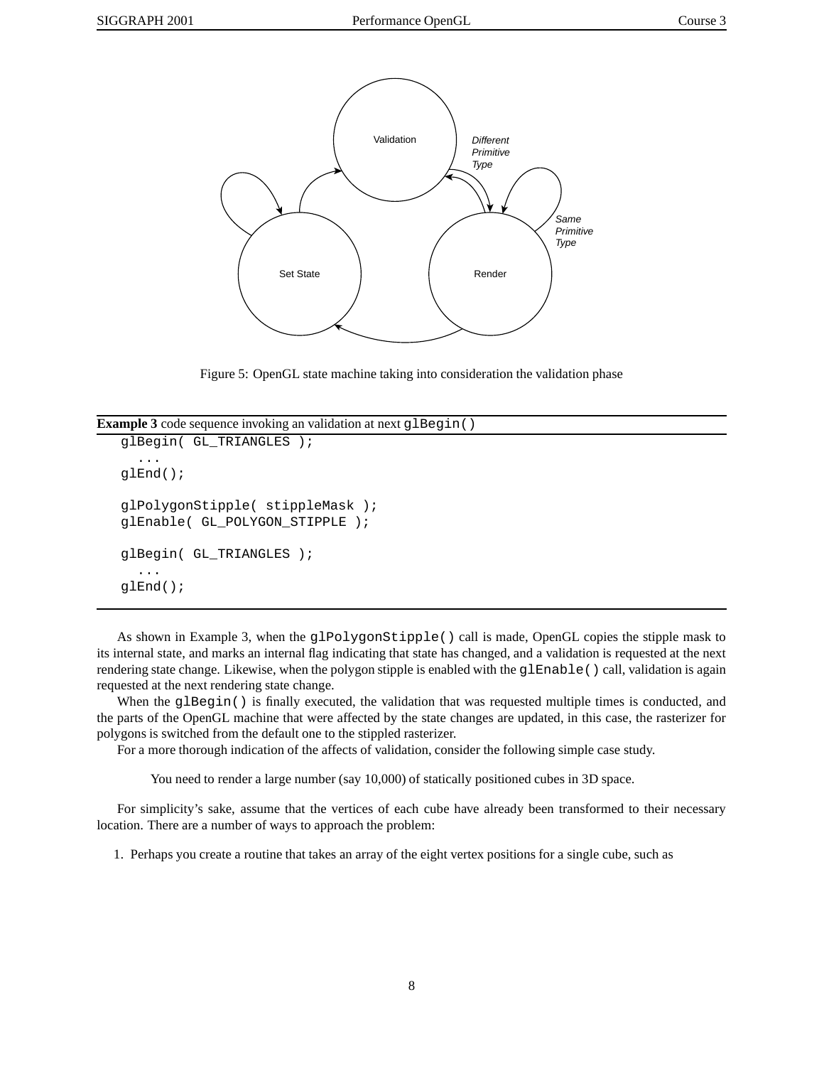Figure 5: OpenGL state machine taking into consideration the validation phase

**Example 3** code sequence invoking an validation at next `glBegin()`

```
glBegin( GL_TRIANGLES );
  ...
glEnd();

glPolygonStipple( stippleMask );
glEnable( GL_POLYGON_STIPPLE );

glBegin( GL_TRIANGLES );
  ...
glEnd();
```

As shown in Example 3, when the `glPolygonStipple()` call is made, OpenGL copies the stipple mask to its internal state, and marks an internal flag indicating that state has changed, and a validation is requested at the next rendering state change. Likewise, when the polygon stipple is enabled with the `glEnable()` call, validation is again requested at the next rendering state change.

When the `glBegin()` is finally executed, the validation that was requested multiple times is conducted, and the parts of the OpenGL machine that were affected by the state changes are updated, in this case, the rasterizer for polygons is switched from the default one to the stippled rasterizer.

For a more thorough indication of the affects of validation, consider the following simple case study.

> You need to render a large number (say 10,000) of statically positioned cubes in 3D space.

For simplicity's sake, assume that the vertices of each cube have already been transformed to their necessary location. There are a number of ways to approach the problem:

1. Perhaps you create a routine that takes an array of the eight vertex positions for a single cube, such as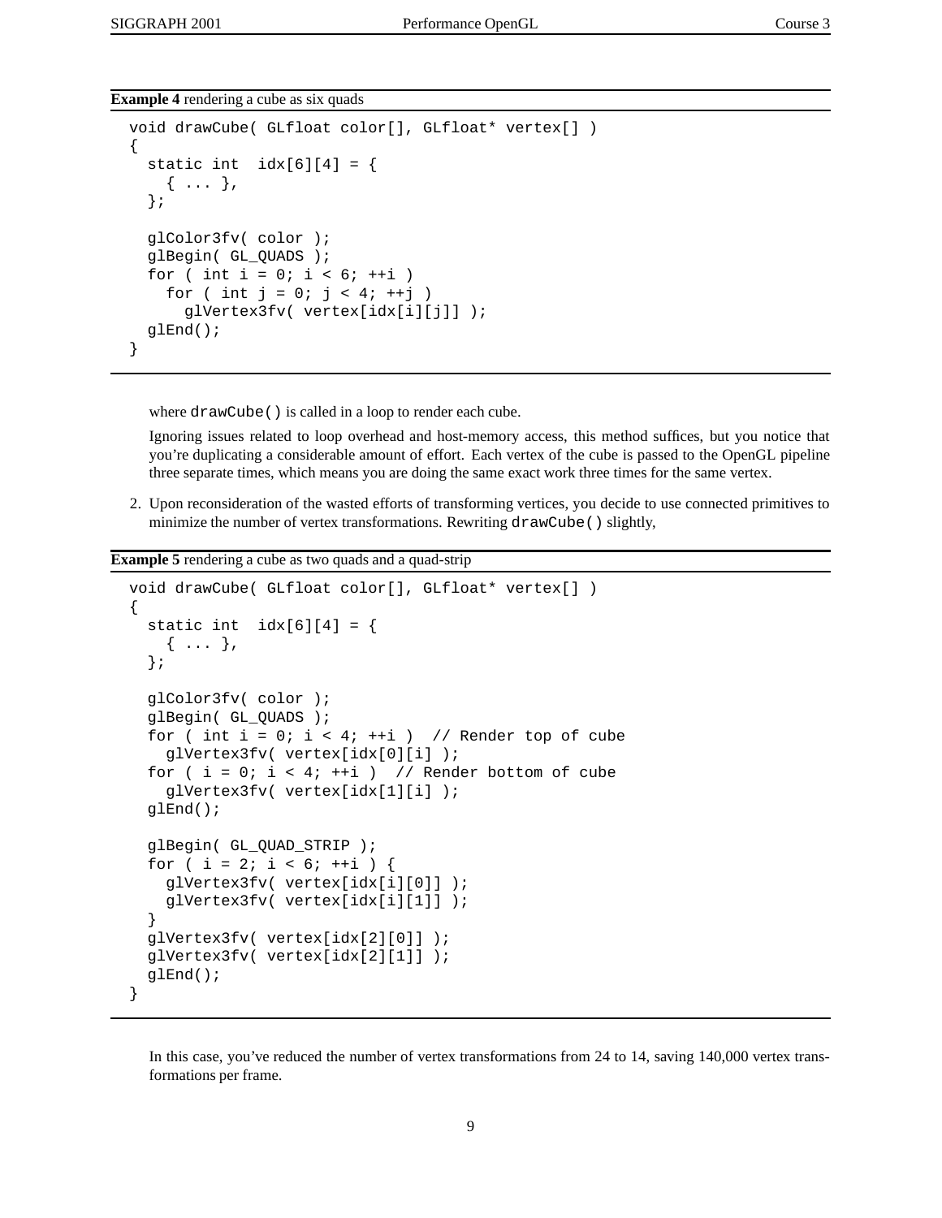**Example 4** rendering a cube as six quads

```
void drawCube( GLfloat color[], GLfloat* vertex[] )
{
  static int  idx[6][4] = {
    { ... },
  };

  glColor3fv( color );
  glBegin( GL_QUADS );
  for ( int i = 0; i < 6; ++i )
    for ( int j = 0; j < 4; ++j )
      glVertex3fv( vertex[idx[i][j]] );
  glEnd();
}
```

where `drawCube()` is called in a loop to render each cube.

Ignoring issues related to loop overhead and host-memory access, this method suffices, but you notice that you're duplicating a considerable amount of effort. Each vertex of the cube is passed to the OpenGL pipeline three separate times, which means you are doing the same exact work three times for the same vertex.

2. Upon reconsideration of the wasted efforts of transforming vertices, you decide to use connected primitives to minimize the number of vertex transformations. Rewriting `drawCube()` slightly,

**Example 5** rendering a cube as two quads and a quad-strip

```
void drawCube( GLfloat color[], GLfloat* vertex[] )
{
  static int  idx[6][4] = {
    { ... },
  };

  glColor3fv( color );
  glBegin( GL_QUADS );
  for ( int i = 0; i < 4; ++i )  // Render top of cube
    glVertex3fv( vertex[idx[0][i] );
  for ( i = 0; i < 4; ++i )  // Render bottom of cube
    glVertex3fv( vertex[idx[1][i] );
  glEnd();

  glBegin( GL_QUAD_STRIP );
  for ( i = 2; i < 6; ++i ) {
    glVertex3fv( vertex[idx[i][0]] );
    glVertex3fv( vertex[idx[i][1]] );
  }
  glVertex3fv( vertex[idx[2][0]] );
  glVertex3fv( vertex[idx[2][1]] );
  glEnd();
}
```

In this case, you've reduced the number of vertex transformations from 24 to 14, saving 140,000 vertex transformations per frame.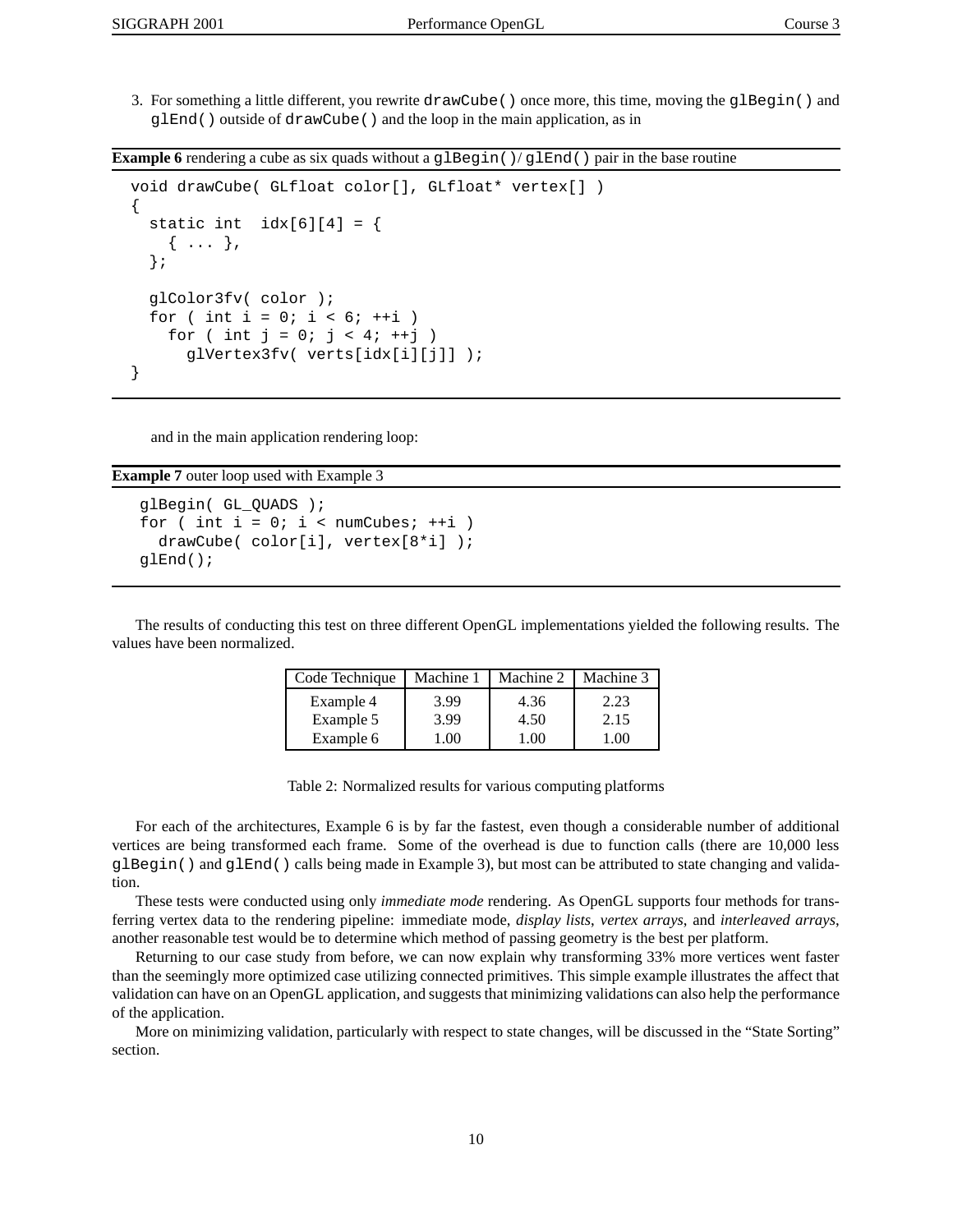3. For something a little different, you rewrite `drawCube()` once more, this time, moving the `glBegin()` and `glEnd()` outside of `drawCube()` and the loop in the main application, as in

**Example 6** rendering a cube as six quads without a `glBegin()`/`glEnd()` pair in the base routine

```
void drawCube( GLfloat color[], GLfloat* vertex[] )
{
  static int  idx[6][4] = {
    { ... },
  };

  glColor3fv( color );
  for ( int i = 0; i < 6; ++i )
    for ( int j = 0; j < 4; ++j )
      glVertex3fv( verts[idx[i][j]] );
}
```

and in the main application rendering loop:

**Example 7** outer loop used with Example 3

```
glBegin( GL_QUADS );
for ( int i = 0; i < numCubes; ++i )
  drawCube( color[i], vertex[8*i] );
glEnd();
```

The results of conducting this test on three different OpenGL implementations yielded the following results. The values have been normalized.

| Code Technique | Machine 1 | Machine 2 | Machine 3 |
|---|---|---|---|
| Example 4 | 3.99 | 4.36 | 2.23 |
| Example 5 | 3.99 | 4.50 | 2.15 |
| Example 6 | 1.00 | 1.00 | 1.00 |

Table 2: Normalized results for various computing platforms

For each of the architectures, Example 6 is by far the fastest, even though a considerable number of additional vertices are being transformed each frame. Some of the overhead is due to function calls (there are 10,000 less `glBegin()` and `glEnd()` calls being made in Example 3), but most can be attributed to state changing and validation.

These tests were conducted using only *immediate mode* rendering. As OpenGL supports four methods for transferring vertex data to the rendering pipeline: immediate mode, *display lists*, *vertex arrays*, and *interleaved arrays*, another reasonable test would be to determine which method of passing geometry is the best per platform.

Returning to our case study from before, we can now explain why transforming 33% more vertices went faster than the seemingly more optimized case utilizing connected primitives. This simple example illustrates the affect that validation can have on an OpenGL application, and suggests that minimizing validations can also help the performance of the application.

More on minimizing validation, particularly with respect to state changes, will be discussed in the "State Sorting" section.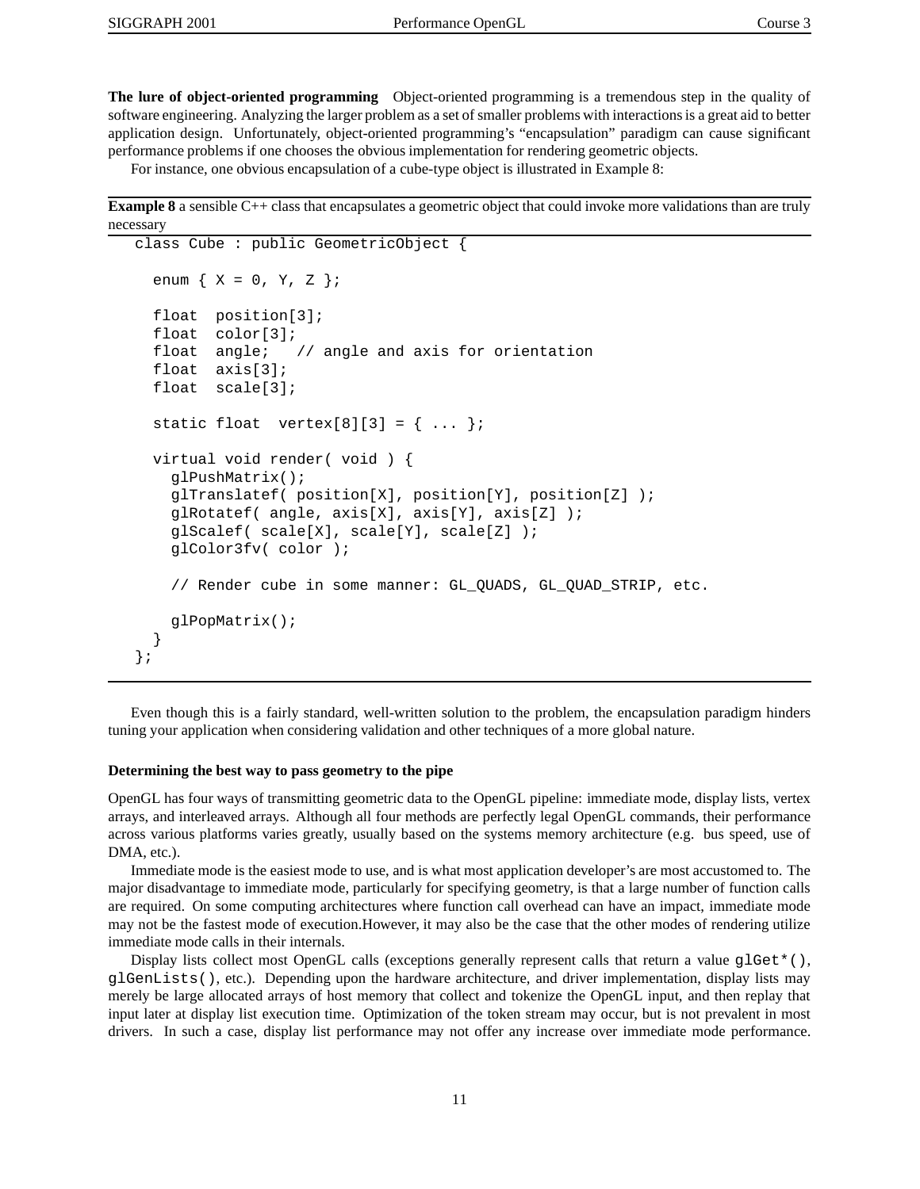**The lure of object-oriented programming** Object-oriented programming is a tremendous step in the quality of software engineering. Analyzing the larger problem as a set of smaller problems with interactions is a great aid to better application design. Unfortunately, object-oriented programming's "encapsulation" paradigm can cause significant performance problems if one chooses the obvious implementation for rendering geometric objects.

For instance, one obvious encapsulation of a cube-type object is illustrated in Example 8:

**Example 8** a sensible C++ class that encapsulates a geometric object that could invoke more validations than are truly necessary

```
class Cube : public GeometricObject {

  enum { X = 0, Y, Z };

  float  position[3];
  float  color[3];
  float  angle;   // angle and axis for orientation
  float  axis[3];
  float  scale[3];

  static float  vertex[8][3] = { ... };

  virtual void render( void ) {
    glPushMatrix();
    glTranslatef( position[X], position[Y], position[Z] );
    glRotatef( angle, axis[X], axis[Y], axis[Z] );
    glScalef( scale[X], scale[Y], scale[Z] );
    glColor3fv( color );

    // Render cube in some manner: GL_QUADS, GL_QUAD_STRIP, etc.

    glPopMatrix();
  }
};
```

Even though this is a fairly standard, well-written solution to the problem, the encapsulation paradigm hinders tuning your application when considering validation and other techniques of a more global nature.

### Determining the best way to pass geometry to the pipe

OpenGL has four ways of transmitting geometric data to the OpenGL pipeline: immediate mode, display lists, vertex arrays, and interleaved arrays. Although all four methods are perfectly legal OpenGL commands, their performance across various platforms varies greatly, usually based on the systems memory architecture (e.g. bus speed, use of DMA, etc.).

Immediate mode is the easiest mode to use, and is what most application developer's are most accustomed to. The major disadvantage to immediate mode, particularly for specifying geometry, is that a large number of function calls are required. On some computing architectures where function call overhead can have an impact, immediate mode may not be the fastest mode of execution.However, it may also be the case that the other modes of rendering utilize immediate mode calls in their internals.

Display lists collect most OpenGL calls (exceptions generally represent calls that return a value `glGet*()`, `glGenLists()`, etc.). Depending upon the hardware architecture, and driver implementation, display lists may merely be large allocated arrays of host memory that collect and tokenize the OpenGL input, and then replay that input later at display list execution time. Optimization of the token stream may occur, but is not prevalent in most drivers. In such a case, display list performance may not offer any increase over immediate mode performance.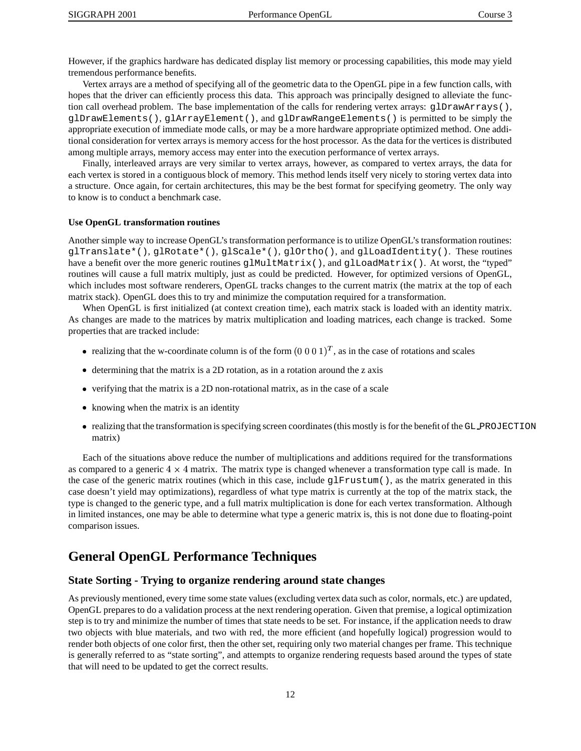However, if the graphics hardware has dedicated display list memory or processing capabilities, this mode may yield tremendous performance benefits.

Vertex arrays are a method of specifying all of the geometric data to the OpenGL pipe in a few function calls, with hopes that the driver can efficiently process this data. This approach was principally designed to alleviate the function call overhead problem. The base implementation of the calls for rendering vertex arrays: `glDrawArrays()`, `glDrawElements()`, `glArrayElement()`, and `glDrawRangeElements()` is permitted to be simply the appropriate execution of immediate mode calls, or may be a more hardware appropriate optimized method. One additional consideration for vertex arrays is memory access for the host processor. As the data for the vertices is distributed among multiple arrays, memory access may enter into the execution performance of vertex arrays.

Finally, interleaved arrays are very similar to vertex arrays, however, as compared to vertex arrays, the data for each vertex is stored in a contiguous block of memory. This method lends itself very nicely to storing vertex data into a structure. Once again, for certain architectures, this may be the best format for specifying geometry. The only way to know is to conduct a benchmark case.

**Use OpenGL transformation routines**

Another simple way to increase OpenGL's transformation performance is to utilize OpenGL's transformation routines: `glTranslate*()`, `glRotate*()`, `glScale*()`, `glOrtho()`, and `glLoadIdentity()`. These routines have a benefit over the more generic routines `glMultMatrix()`, and `glLoadMatrix()`. At worst, the "typed" routines will cause a full matrix multiply, just as could be predicted. However, for optimized versions of OpenGL, which includes most software renderers, OpenGL tracks changes to the current matrix (the matrix at the top of each matrix stack). OpenGL does this to try and minimize the computation required for a transformation.

When OpenGL is first initialized (at context creation time), each matrix stack is loaded with an identity matrix. As changes are made to the matrices by matrix multiplication and loading matrices, each change is tracked. Some properties that are tracked include:

- realizing that the w-coordinate column is of the form $(0\ 0\ 0\ 1)^T$, as in the case of rotations and scales
- determining that the matrix is a 2D rotation, as in a rotation around the z axis
- verifying that the matrix is a 2D non-rotational matrix, as in the case of a scale
- knowing when the matrix is an identity
- realizing that the transformation is specifying screen coordinates (this mostly is for the benefit of the `GL_PROJECTION` matrix)

Each of the situations above reduce the number of multiplications and additions required for the transformations as compared to a generic $4 \times 4$ matrix. The matrix type is changed whenever a transformation type call is made. In the case of the generic matrix routines (which in this case, include `glFrustum()`, as the matrix generated in this case doesn't yield may optimizations), regardless of what type matrix is currently at the top of the matrix stack, the type is changed to the generic type, and a full matrix multiplication is done for each vertex transformation. Although in limited instances, one may be able to determine what type a generic matrix is, this is not done due to floating-point comparison issues.

# General OpenGL Performance Techniques

## State Sorting - Trying to organize rendering around state changes

As previously mentioned, every time some state values (excluding vertex data such as color, normals, etc.) are updated, OpenGL prepares to do a validation process at the next rendering operation. Given that premise, a logical optimization step is to try and minimize the number of times that state needs to be set. For instance, if the application needs to draw two objects with blue materials, and two with red, the more efficient (and hopefully logical) progression would to render both objects of one color first, then the other set, requiring only two material changes per frame. This technique is generally referred to as "state sorting", and attempts to organize rendering requests based around the types of state that will need to be updated to get the correct results.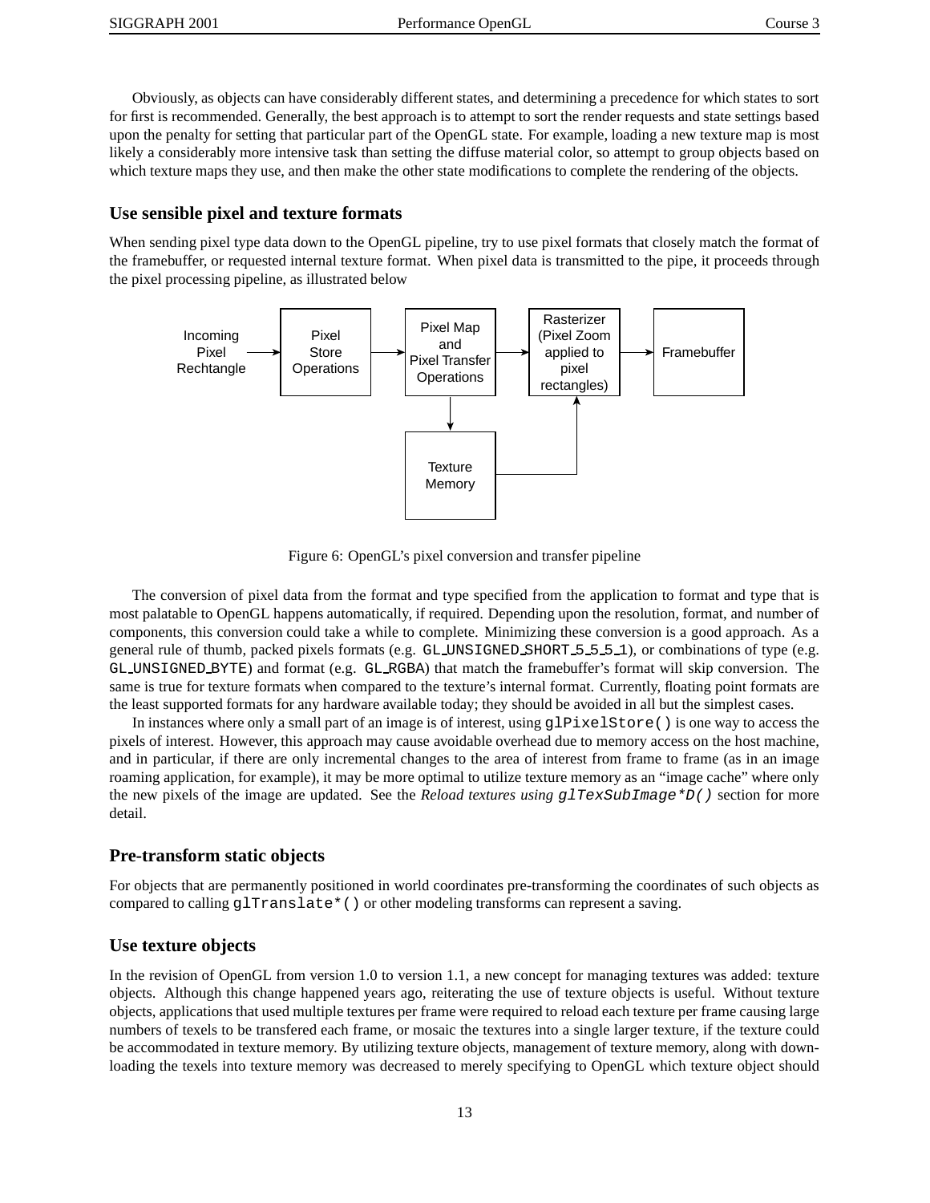Obviously, as objects can have considerably different states, and determining a precedence for which states to sort for first is recommended. Generally, the best approach is to attempt to sort the render requests and state settings based upon the penalty for setting that particular part of the OpenGL state. For example, loading a new texture map is most likely a considerably more intensive task than setting the diffuse material color, so attempt to group objects based on which texture maps they use, and then make the other state modifications to complete the rendering of the objects.

## Use sensible pixel and texture formats

When sending pixel type data down to the OpenGL pipeline, try to use pixel formats that closely match the format of the framebuffer, or requested internal texture format. When pixel data is transmitted to the pipe, it proceeds through the pixel processing pipeline, as illustrated below

Incoming Pixel Rechtangle → Pixel Store Operations → Pixel Map and Pixel Transfer Operations → Rasterizer (Pixel Zoom applied to pixel rectangles) → Framebuffer

Pixel Map and Pixel Transfer Operations → Texture Memory → Rasterizer

Figure 6: OpenGL's pixel conversion and transfer pipeline

The conversion of pixel data from the format and type specified from the application to format and type that is most palatable to OpenGL happens automatically, if required. Depending upon the resolution, format, and number of components, this conversion could take a while to complete. Minimizing these conversion is a good approach. As a general rule of thumb, packed pixels formats (e.g. `GL_UNSIGNED_SHORT_5_5_5_1`), or combinations of type (e.g. `GL_UNSIGNED_BYTE`) and format (e.g. `GL_RGBA`) that match the framebuffer's format will skip conversion. The same is true for texture formats when compared to the texture's internal format. Currently, floating point formats are the least supported formats for any hardware available today; they should be avoided in all but the simplest cases.

In instances where only a small part of an image is of interest, using `glPixelStore()` is one way to access the pixels of interest. However, this approach may cause avoidable overhead due to memory access on the host machine, and in particular, if there are only incremental changes to the area of interest from frame to frame (as in an image roaming application, for example), it may be more optimal to utilize texture memory as an "image cache" where only the new pixels of the image are updated. See the *Reload textures using `glTexSubImage*D()`* section for more detail.

## Pre-transform static objects

For objects that are permanently positioned in world coordinates pre-transforming the coordinates of such objects as compared to calling `glTranslate*()` or other modeling transforms can represent a saving.

## Use texture objects

In the revision of OpenGL from version 1.0 to version 1.1, a new concept for managing textures was added: texture objects. Although this change happened years ago, reiterating the use of texture objects is useful. Without texture objects, applications that used multiple textures per frame were required to reload each texture per frame causing large numbers of texels to be transfered each frame, or mosaic the textures into a single larger texture, if the texture could be accommodated in texture memory. By utilizing texture objects, management of texture memory, along with downloading the texels into texture memory was decreased to merely specifying to OpenGL which texture object should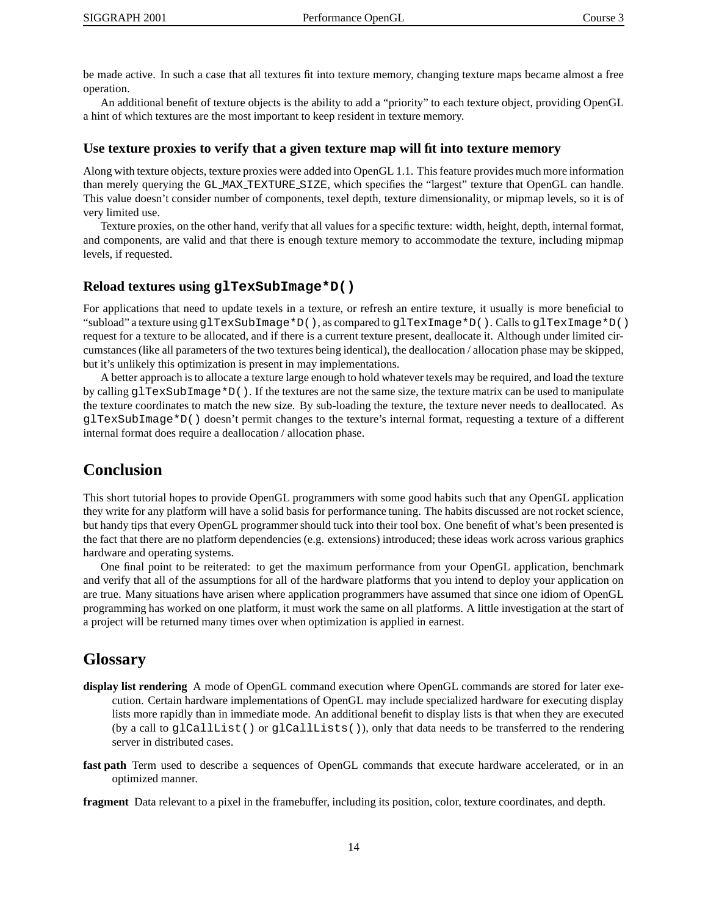be made active. In such a case that all textures fit into texture memory, changing texture maps became almost a free operation.

An additional benefit of texture objects is the ability to add a "priority" to each texture object, providing OpenGL a hint of which textures are the most important to keep resident in texture memory.

### Use texture proxies to verify that a given texture map will fit into texture memory

Along with texture objects, texture proxies were added into OpenGL 1.1. This feature provides much more information than merely querying the `GL_MAX_TEXTURE_SIZE`, which specifies the "largest" texture that OpenGL can handle. This value doesn't consider number of components, texel depth, texture dimensionality, or mipmap levels, so it is of very limited use.

Texture proxies, on the other hand, verify that all values for a specific texture: width, height, depth, internal format, and components, are valid and that there is enough texture memory to accommodate the texture, including mipmap levels, if requested.

### Reload textures using `glTexSubImage*D()`

For applications that need to update texels in a texture, or refresh an entire texture, it usually is more beneficial to "subload" a texture using `glTexSubImage*D()`, as compared to `glTexImage*D()`. Calls to `glTexImage*D()` request for a texture to be allocated, and if there is a current texture present, deallocate it. Although under limited circumstances (like all parameters of the two textures being identical), the deallocation / allocation phase may be skipped, but it's unlikely this optimization is present in may implementations.

A better approach is to allocate a texture large enough to hold whatever texels may be required, and load the texture by calling `glTexSubImage*D()`. If the textures are not the same size, the texture matrix can be used to manipulate the texture coordinates to match the new size. By sub-loading the texture, the texture never needs to deallocated. As `glTexSubImage*D()` doesn't permit changes to the texture's internal format, requesting a texture of a different internal format does require a deallocation / allocation phase.

## Conclusion

This short tutorial hopes to provide OpenGL programmers with some good habits such that any OpenGL application they write for any platform will have a solid basis for performance tuning. The habits discussed are not rocket science, but handy tips that every OpenGL programmer should tuck into their tool box. One benefit of what's been presented is the fact that there are no platform dependencies (e.g. extensions) introduced; these ideas work across various graphics hardware and operating systems.

One final point to be reiterated: to get the maximum performance from your OpenGL application, benchmark and verify that all of the assumptions for all of the hardware platforms that you intend to deploy your application on are true. Many situations have arisen where application programmers have assumed that since one idiom of OpenGL programming has worked on one platform, it must work the same on all platforms. A little investigation at the start of a project will be returned many times over when optimization is applied in earnest.

## Glossary

**display list rendering** A mode of OpenGL command execution where OpenGL commands are stored for later execution. Certain hardware implementations of OpenGL may include specialized hardware for executing display lists more rapidly than in immediate mode. An additional benefit to display lists is that when they are executed (by a call to `glCallList()` or `glCallLists()`), only that data needs to be transferred to the rendering server in distributed cases.

**fast path** Term used to describe a sequences of OpenGL commands that execute hardware accelerated, or in an optimized manner.

**fragment** Data relevant to a pixel in the framebuffer, including its position, color, texture coordinates, and depth.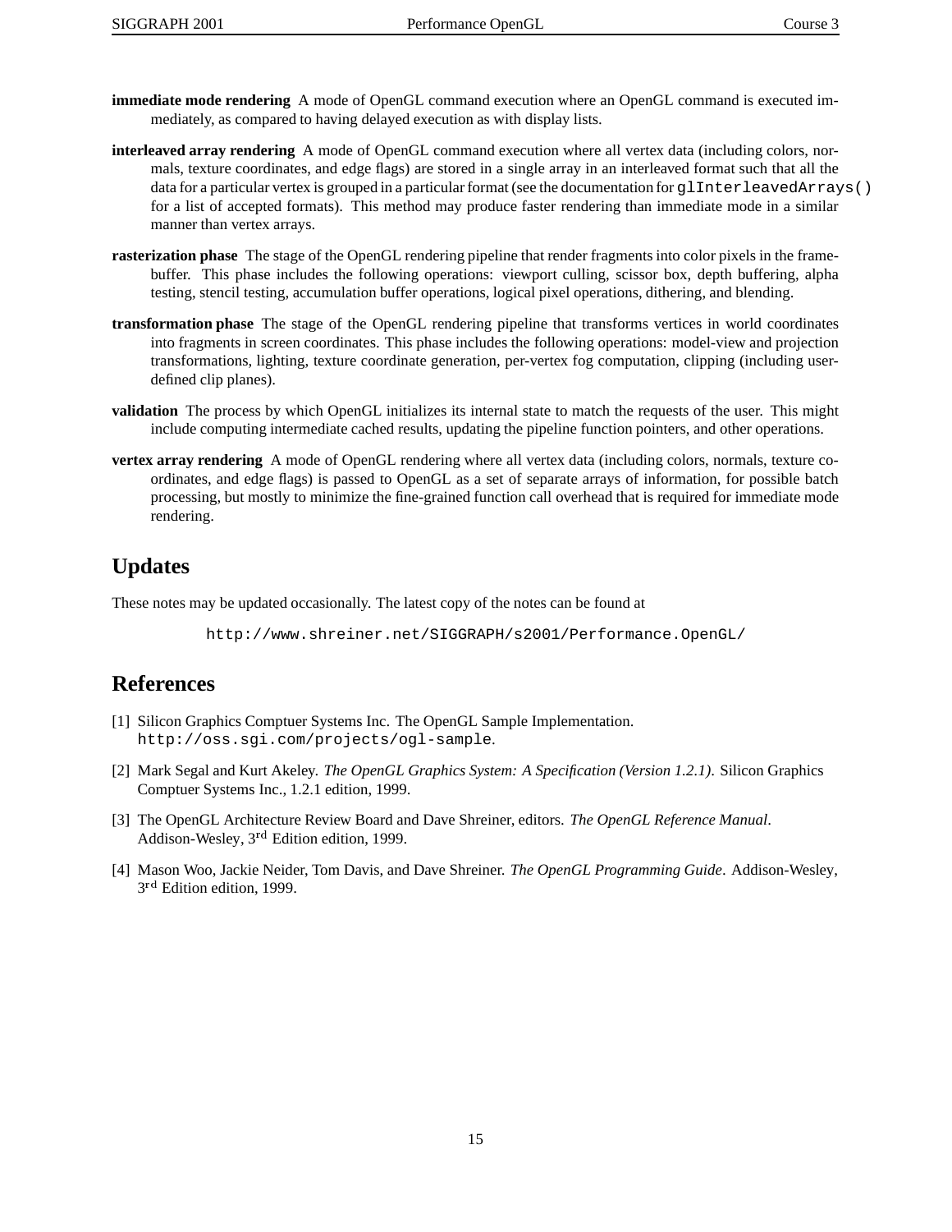**immediate mode rendering** A mode of OpenGL command execution where an OpenGL command is executed immediately, as compared to having delayed execution as with display lists.

**interleaved array rendering** A mode of OpenGL command execution where all vertex data (including colors, normals, texture coordinates, and edge flags) are stored in a single array in an interleaved format such that all the data for a particular vertex is grouped in a particular format (see the documentation for `glInterleavedArrays()` for a list of accepted formats). This method may produce faster rendering than immediate mode in a similar manner than vertex arrays.

**rasterization phase** The stage of the OpenGL rendering pipeline that render fragments into color pixels in the framebuffer. This phase includes the following operations: viewport culling, scissor box, depth buffering, alpha testing, stencil testing, accumulation buffer operations, logical pixel operations, dithering, and blending.

**transformation phase** The stage of the OpenGL rendering pipeline that transforms vertices in world coordinates into fragments in screen coordinates. This phase includes the following operations: model-view and projection transformations, lighting, texture coordinate generation, per-vertex fog computation, clipping (including user-defined clip planes).

**validation** The process by which OpenGL initializes its internal state to match the requests of the user. This might include computing intermediate cached results, updating the pipeline function pointers, and other operations.

**vertex array rendering** A mode of OpenGL rendering where all vertex data (including colors, normals, texture coordinates, and edge flags) is passed to OpenGL as a set of separate arrays of information, for possible batch processing, but mostly to minimize the fine-grained function call overhead that is required for immediate mode rendering.

## Updates

These notes may be updated occasionally. The latest copy of the notes can be found at

`http://www.shreiner.net/SIGGRAPH/s2001/Performance.OpenGL/`

## References

[1] Silicon Graphics Comptuer Systems Inc. The OpenGL Sample Implementation. `http://oss.sgi.com/projects/ogl-sample`.

[2] Mark Segal and Kurt Akeley. *The OpenGL Graphics System: A Specification (Version 1.2.1)*. Silicon Graphics Comptuer Systems Inc., 1.2.1 edition, 1999.

[3] The OpenGL Architecture Review Board and Dave Shreiner, editors. *The OpenGL Reference Manual*. Addison-Wesley, 3rd Edition edition, 1999.

[4] Mason Woo, Jackie Neider, Tom Davis, and Dave Shreiner. *The OpenGL Programming Guide*. Addison-Wesley, 3rd Edition edition, 1999.